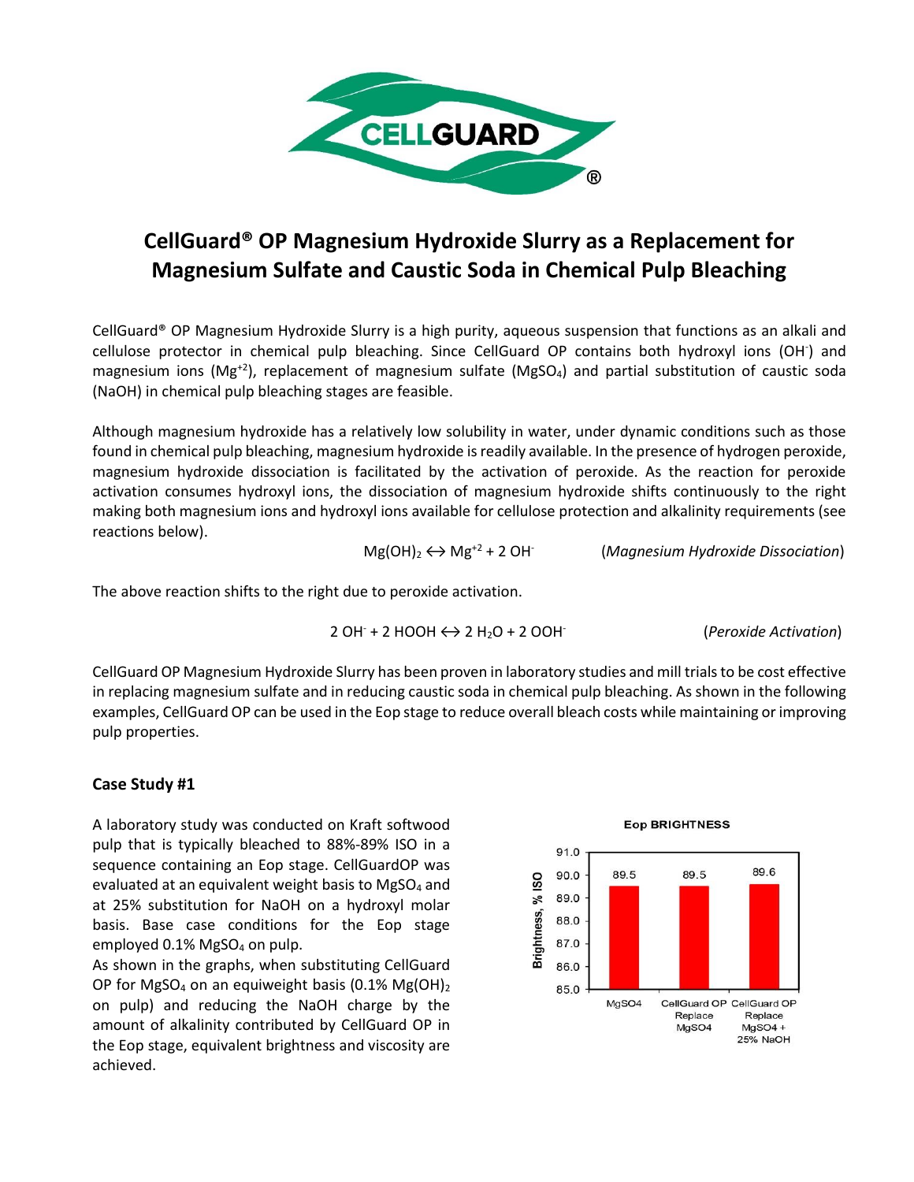# CellGuard® OP Magnesium Hydroxide Slurry as a Replacement for Magnesium Sulfate and Caustic Soda in Chemical Pulp Bleaching

CellGuard® OP Magnesium Hydroxide Slurry is a high purity, aqueous suspension that functions as an alkali and cellulose protector in chemical pulp bleaching. Since CellGuard OP contains both hydroxyl ions ($OH^-$) and magnesium ions ($Mg^{+2}$), replacement of magnesium sulfate ($MgSO_4$) and partial substitution of caustic soda ($NaOH$) in chemical pulp bleaching stages are feasible.

Although magnesium hydroxide has a relatively low solubility in water, under dynamic conditions such as those found in chemical pulp bleaching, magnesium hydroxide is readily available. In the presence of hydrogen peroxide, magnesium hydroxide dissociation is facilitated by the activation of peroxide. As the reaction for peroxide activation consumes hydroxyl ions, the dissociation of magnesium hydroxide shifts continuously to the right making both magnesium ions and hydroxyl ions available for cellulose protection and alkalinity requirements (see reactions below).

$$Mg(OH)_2 \leftrightarrow Mg^{+2} + 2\,OH^- \qquad \textit{(Magnesium Hydroxide Dissociation)}$$

The above reaction shifts to the right due to peroxide activation.

$$2\,OH^- + 2\,HOOH \leftrightarrow 2\,H_2O + 2\,OOH^- \qquad \textit{(Peroxide Activation)}$$

CellGuard OP Magnesium Hydroxide Slurry has been proven in laboratory studies and mill trials to be cost effective in replacing magnesium sulfate and in reducing caustic soda in chemical pulp bleaching. As shown in the following examples, CellGuard OP can be used in the Eop stage to reduce overall bleach costs while maintaining or improving pulp properties.

### Case Study #1

A laboratory study was conducted on Kraft softwood pulp that is typically bleached to 88%-89% ISO in a sequence containing an Eop stage. CellGuardOP was evaluated at an equivalent weight basis to $MgSO_4$ and at 25% substitution for NaOH on a hydroxyl molar basis. Base case conditions for the Eop stage employed 0.1% $MgSO_4$ on pulp.

As shown in the graphs, when substituting CellGuard OP for $MgSO_4$ on an equiweight basis (0.1% $Mg(OH)_2$ on pulp) and reducing the NaOH charge by the amount of alkalinity contributed by CellGuard OP in the Eop stage, equivalent brightness and viscosity are achieved.

**Eop BRIGHTNESS**

| Condition | Brightness, % ISO |
|---|---|
| MgSO4 | 89.5 |
| CellGuard OP Replace MgSO4 | 89.5 |
| CellGuard OP Replace MgSO4 + 25% NaOH | 89.6 |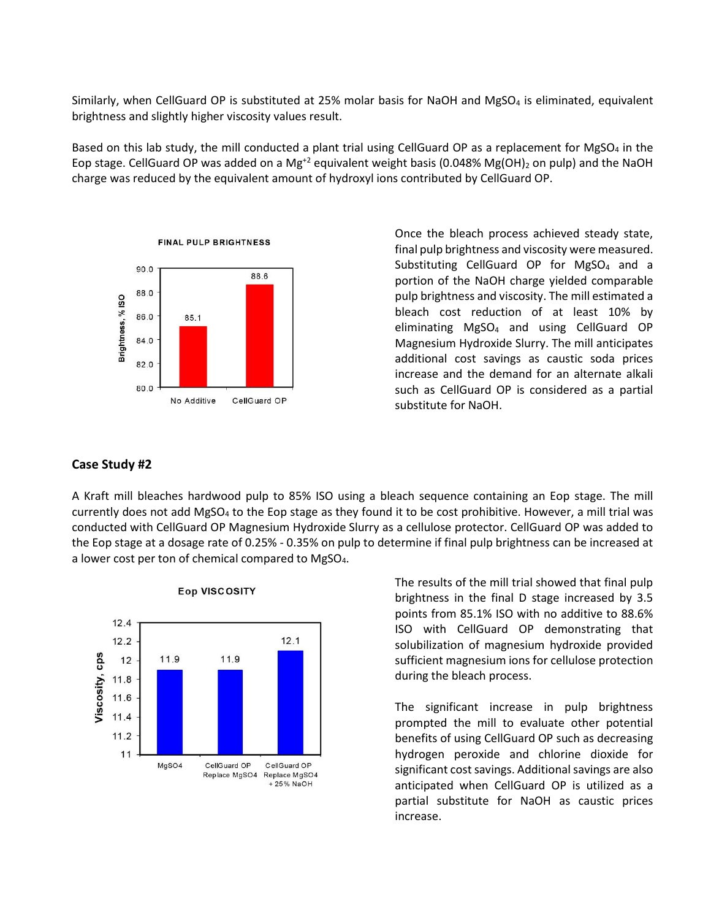Similarly, when CellGuard OP is substituted at 25% molar basis for NaOH and $MgSO_4$ is eliminated, equivalent brightness and slightly higher viscosity values result.

Based on this lab study, the mill conducted a plant trial using CellGuard OP as a replacement for $MgSO_4$ in the Eop stage. CellGuard OP was added on a $Mg^{+2}$ equivalent weight basis (0.048% $Mg(OH)_2$ on pulp) and the NaOH charge was reduced by the equivalent amount of hydroxyl ions contributed by CellGuard OP.

Once the bleach process achieved steady state, final pulp brightness and viscosity were measured. Substituting CellGuard OP for $MgSO_4$ and a portion of the NaOH charge yielded comparable pulp brightness and viscosity. The mill estimated a bleach cost reduction of at least 10% by eliminating $MgSO_4$ and using CellGuard OP Magnesium Hydroxide Slurry. The mill anticipates additional cost savings as caustic soda prices increase and the demand for an alternate alkali such as CellGuard OP is considered as a partial substitute for NaOH.

**FINAL PULP BRIGHTNESS**

| | Brightness, % ISO |
|---|---|
| No Additive | 85.1 |
| CellGuard OP | 88.6 |

## Case Study #2

A Kraft mill bleaches hardwood pulp to 85% ISO using a bleach sequence containing an Eop stage. The mill currently does not add $MgSO_4$ to the Eop stage as they found it to be cost prohibitive. However, a mill trial was conducted with CellGuard OP Magnesium Hydroxide Slurry as a cellulose protector. CellGuard OP was added to the Eop stage at a dosage rate of 0.25% - 0.35% on pulp to determine if final pulp brightness can be increased at a lower cost per ton of chemical compared to $MgSO_4$.

The results of the mill trial showed that final pulp brightness in the final D stage increased by 3.5 points from 85.1% ISO with no additive to 88.6% ISO with CellGuard OP demonstrating that solubilization of magnesium hydroxide provided sufficient magnesium ions for cellulose protection during the bleach process.

The significant increase in pulp brightness prompted the mill to evaluate other potential benefits of using CellGuard OP such as decreasing hydrogen peroxide and chlorine dioxide for significant cost savings. Additional savings are also anticipated when CellGuard OP is utilized as a partial substitute for NaOH as caustic prices increase.

**Eop VISCOSITY**

| | Viscosity, cps |
|---|---|
| MgSO4 | 11.9 |
| CellGuard OP Replace MgSO4 | 11.9 |
| CellGuard OP Replace MgSO4 + 25% NaOH | 12.1 |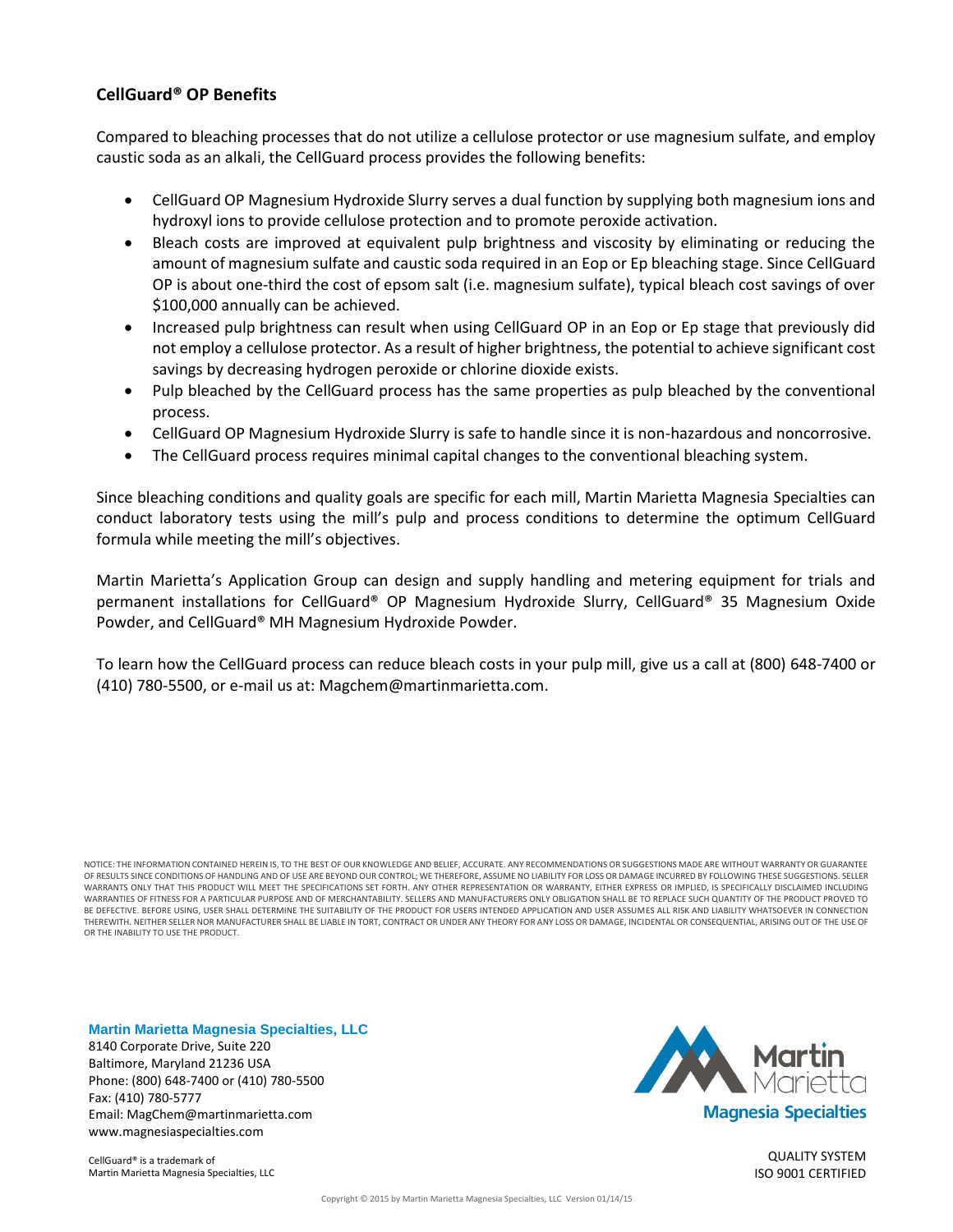### CellGuard® OP Benefits

Compared to bleaching processes that do not utilize a cellulose protector or use magnesium sulfate, and employ caustic soda as an alkali, the CellGuard process provides the following benefits:

- CellGuard OP Magnesium Hydroxide Slurry serves a dual function by supplying both magnesium ions and hydroxyl ions to provide cellulose protection and to promote peroxide activation.
- Bleach costs are improved at equivalent pulp brightness and viscosity by eliminating or reducing the amount of magnesium sulfate and caustic soda required in an Eop or Ep bleaching stage. Since CellGuard OP is about one-third the cost of epsom salt (i.e. magnesium sulfate), typical bleach cost savings of over $100,000 annually can be achieved.
- Increased pulp brightness can result when using CellGuard OP in an Eop or Ep stage that previously did not employ a cellulose protector. As a result of higher brightness, the potential to achieve significant cost savings by decreasing hydrogen peroxide or chlorine dioxide exists.
- Pulp bleached by the CellGuard process has the same properties as pulp bleached by the conventional process.
- CellGuard OP Magnesium Hydroxide Slurry is safe to handle since it is non-hazardous and noncorrosive.
- The CellGuard process requires minimal capital changes to the conventional bleaching system.

Since bleaching conditions and quality goals are specific for each mill, Martin Marietta Magnesia Specialties can conduct laboratory tests using the mill's pulp and process conditions to determine the optimum CellGuard formula while meeting the mill's objectives.

Martin Marietta's Application Group can design and supply handling and metering equipment for trials and permanent installations for CellGuard® OP Magnesium Hydroxide Slurry, CellGuard® 35 Magnesium Oxide Powder, and CellGuard® MH Magnesium Hydroxide Powder.

To learn how the CellGuard process can reduce bleach costs in your pulp mill, give us a call at (800) 648-7400 or (410) 780-5500, or e-mail us at: Magchem@martinmarietta.com.

NOTICE: THE INFORMATION CONTAINED HEREIN IS, TO THE BEST OF OUR KNOWLEDGE AND BELIEF, ACCURATE. ANY RECOMMENDATIONS OR SUGGESTIONS MADE ARE WITHOUT WARRANTY OR GUARANTEE OF RESULTS SINCE CONDITIONS OF HANDLING AND OF USE ARE BEYOND OUR CONTROL; WE THEREFORE, ASSUME NO LIABILITY FOR LOSS OR DAMAGE INCURRED BY FOLLOWING THESE SUGGESTIONS. SELLER WARRANTS ONLY THAT THIS PRODUCT WILL MEET THE SPECIFICATIONS SET FORTH. ANY OTHER REPRESENTATION OR WARRANTY, EITHER EXPRESS OR IMPLIED, IS SPECIFICALLY DISCLAIMED INCLUDING WARRANTIES OF FITNESS FOR A PARTICULAR PURPOSE AND OF MERCHANTABILITY. SELLERS AND MANUFACTURERS ONLY OBLIGATION SHALL BE TO REPLACE SUCH QUANTITY OF THE PRODUCT PROVED TO BE DEFECTIVE. BEFORE USING, USER SHALL DETERMINE THE SUITABILITY OF THE PRODUCT FOR USERS INTENDED APPLICATION AND USER ASSUMES ALL RISK AND LIABILITY WHATSOEVER IN CONNECTION THEREWITH. NEITHER SELLER NOR MANUFACTURER SHALL BE LIABLE IN TORT, CONTRACT OR UNDER ANY THEORY FOR ANY LOSS OR DAMAGE, INCIDENTAL OR CONSEQUENTIAL, ARISING OUT OF THE USE OF OR THE INABILITY TO USE THE PRODUCT.

**Martin Marietta Magnesia Specialties, LLC**
8140 Corporate Drive, Suite 220
Baltimore, Maryland 21236 USA
Phone: (800) 648-7400 or (410) 780-5500
Fax: (410) 780-5777
Email: MagChem@martinmarietta.com
www.magnesiaspecialties.com

Martin Marietta
Magnesia Specialties

CellGuard® is a trademark of
Martin Marietta Magnesia Specialties, LLC

QUALITY SYSTEM
ISO 9001 CERTIFIED

Copyright © 2015 by Martin Marietta Magnesia Specialties, LLC Version 01/14/15